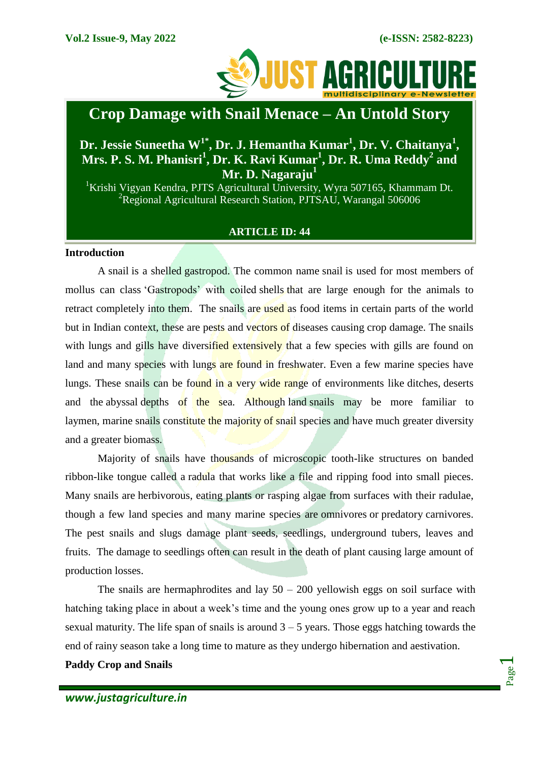# Crop Damage with Snail Menace – An Untold Story

**Dr. Jessie Suneetha W[1*], Dr. J. Hemantha Kumar[1], Dr. V. Chaitanya[1], Mrs. P. S. M. Phanisri[1], Dr. K. Ravi Kumar[1], Dr. R. Uma Reddy[2] and Mr. D. Nagaraju[1]**

[1]Krishi Vigyan Kendra, PJTS Agricultural University, Wyra 507165, Khammam Dt.
[2]Regional Agricultural Research Station, PJTSAU, Warangal 506006

**ARTICLE ID: 44**

## Introduction

A snail is a shelled gastropod. The common name snail is used for most members of mollus can class 'Gastropods' with coiled shells that are large enough for the animals to retract completely into them. The snails are used as food items in certain parts of the world but in Indian context, these are pests and vectors of diseases causing crop damage. The snails with lungs and gills have diversified extensively that a few species with gills are found on land and many species with lungs are found in freshwater. Even a few marine species have lungs. These snails can be found in a very wide range of environments like ditches, deserts and the abyssal depths of the sea. Although land snails may be more familiar to laymen, marine snails constitute the majority of snail species and have much greater diversity and a greater biomass.

Majority of snails have thousands of microscopic tooth-like structures on banded ribbon-like tongue called a radula that works like a file and ripping food into small pieces. Many snails are herbivorous, eating plants or rasping algae from surfaces with their radulae, though a few land species and many marine species are omnivores or predatory carnivores. The pest snails and slugs damage plant seeds, seedlings, underground tubers, leaves and fruits. The damage to seedlings often can result in the death of plant causing large amount of production losses.

The snails are hermaphrodites and lay 50 – 200 yellowish eggs on soil surface with hatching taking place in about a week's time and the young ones grow up to a year and reach sexual maturity. The life span of snails is around 3 – 5 years. Those eggs hatching towards the end of rainy season take a long time to mature as they undergo hibernation and aestivation.

## Paddy Crop and Snails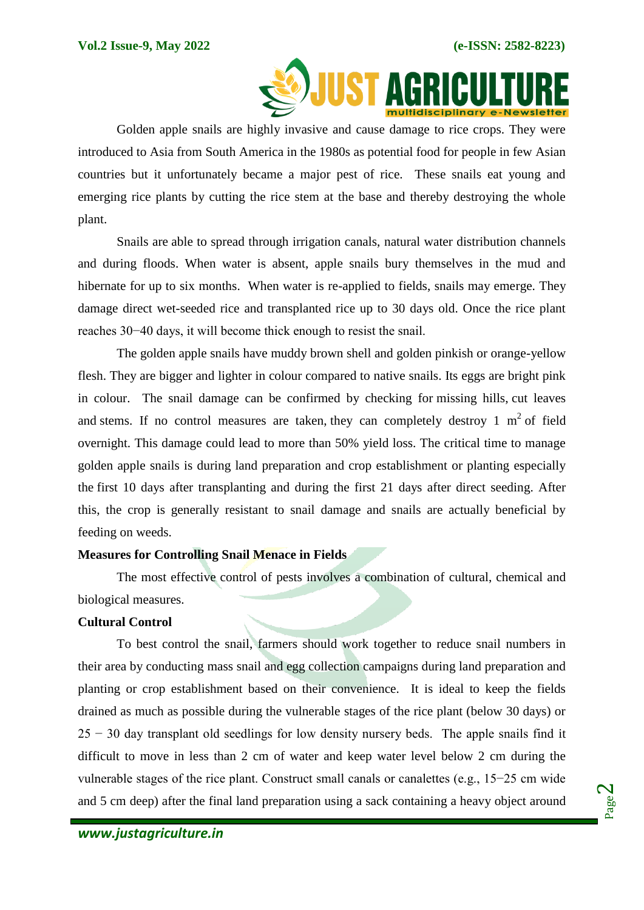Golden apple snails are highly invasive and cause damage to rice crops. They were introduced to Asia from South America in the 1980s as potential food for people in few Asian countries but it unfortunately became a major pest of rice. These snails eat young and emerging rice plants by cutting the rice stem at the base and thereby destroying the whole plant.

Snails are able to spread through irrigation canals, natural water distribution channels and during floods. When water is absent, apple snails bury themselves in the mud and hibernate for up to six months. When water is re-applied to fields, snails may emerge. They damage direct wet-seeded rice and transplanted rice up to 30 days old. Once the rice plant reaches 30−40 days, it will become thick enough to resist the snail.

The golden apple snails have muddy brown shell and golden pinkish or orange-yellow flesh. They are bigger and lighter in colour compared to native snails. Its eggs are bright pink in colour. The snail damage can be confirmed by checking for missing hills, cut leaves and stems. If no control measures are taken, they can completely destroy 1 $m^2$ of field overnight. This damage could lead to more than 50% yield loss. The critical time to manage golden apple snails is during land preparation and crop establishment or planting especially the first 10 days after transplanting and during the first 21 days after direct seeding. After this, the crop is generally resistant to snail damage and snails are actually beneficial by feeding on weeds.

**Measures for Controlling Snail Menace in Fields**

The most effective control of pests involves a combination of cultural, chemical and biological measures.

**Cultural Control**

To best control the snail, farmers should work together to reduce snail numbers in their area by conducting mass snail and egg collection campaigns during land preparation and planting or crop establishment based on their convenience. It is ideal to keep the fields drained as much as possible during the vulnerable stages of the rice plant (below 30 days) or 25 − 30 day transplant old seedlings for low density nursery beds. The apple snails find it difficult to move in less than 2 cm of water and keep water level below 2 cm during the vulnerable stages of the rice plant. Construct small canals or canalettes (e.g., 15−25 cm wide and 5 cm deep) after the final land preparation using a sack containing a heavy object around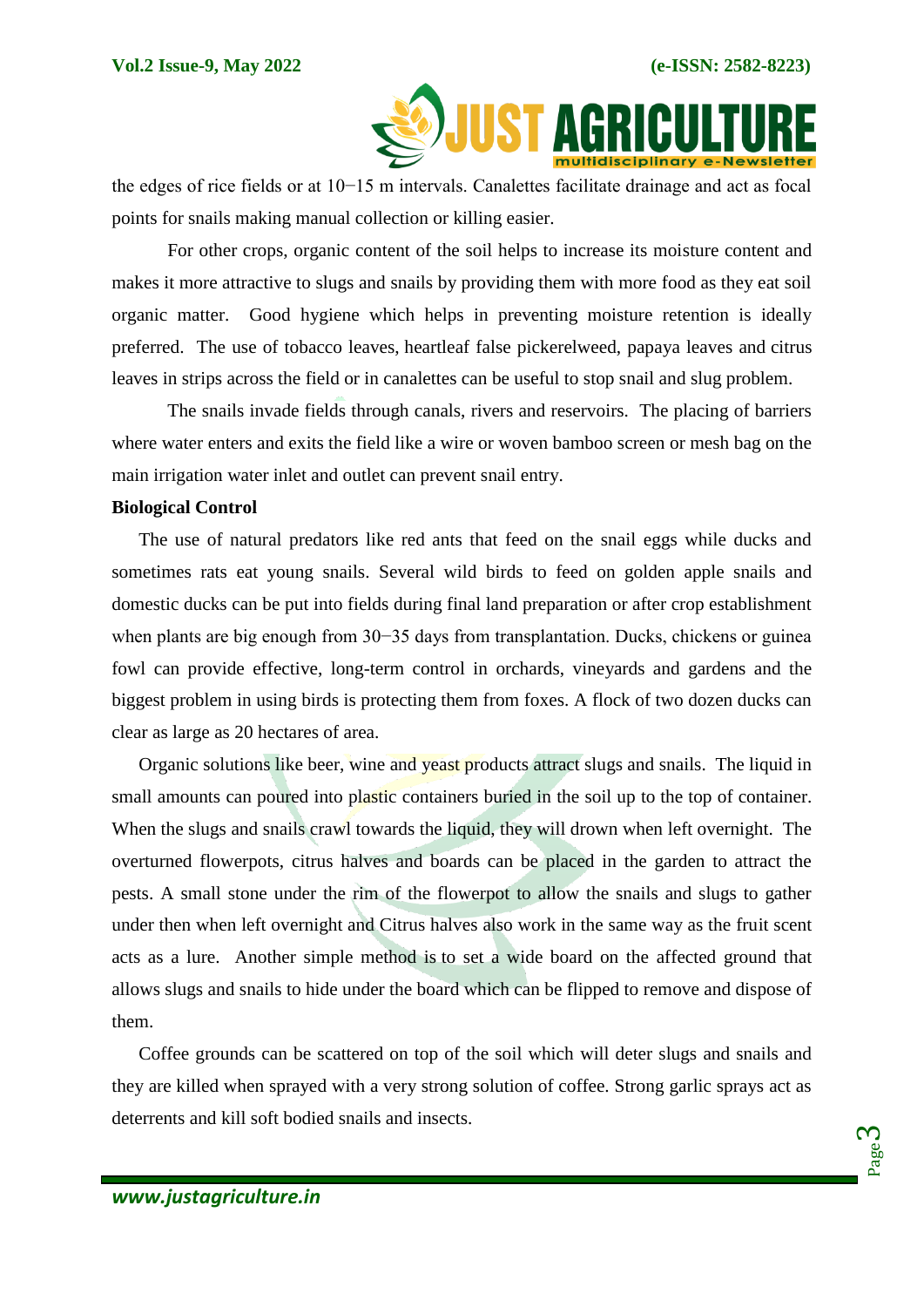the edges of rice fields or at 10−15 m intervals. Canalettes facilitate drainage and act as focal points for snails making manual collection or killing easier.

For other crops, organic content of the soil helps to increase its moisture content and makes it more attractive to slugs and snails by providing them with more food as they eat soil organic matter. Good hygiene which helps in preventing moisture retention is ideally preferred. The use of tobacco leaves, heartleaf false pickerelweed, papaya leaves and citrus leaves in strips across the field or in canalettes can be useful to stop snail and slug problem.

The snails invade fields through canals, rivers and reservoirs. The placing of barriers where water enters and exits the field like a wire or woven bamboo screen or mesh bag on the main irrigation water inlet and outlet can prevent snail entry.

**Biological Control**

The use of natural predators like red ants that feed on the snail eggs while ducks and sometimes rats eat young snails. Several wild birds to feed on golden apple snails and domestic ducks can be put into fields during final land preparation or after crop establishment when plants are big enough from 30−35 days from transplantation. Ducks, chickens or guinea fowl can provide effective, long-term control in orchards, vineyards and gardens and the biggest problem in using birds is protecting them from foxes. A flock of two dozen ducks can clear as large as 20 hectares of area.

Organic solutions like beer, wine and yeast products attract slugs and snails. The liquid in small amounts can poured into plastic containers buried in the soil up to the top of container. When the slugs and snails crawl towards the liquid, they will drown when left overnight. The overturned flowerpots, citrus halves and boards can be placed in the garden to attract the pests. A small stone under the rim of the flowerpot to allow the snails and slugs to gather under then when left overnight and Citrus halves also work in the same way as the fruit scent acts as a lure. Another simple method is to set a wide board on the affected ground that allows slugs and snails to hide under the board which can be flipped to remove and dispose of them.

Coffee grounds can be scattered on top of the soil which will deter slugs and snails and they are killed when sprayed with a very strong solution of coffee. Strong garlic sprays act as deterrents and kill soft bodied snails and insects.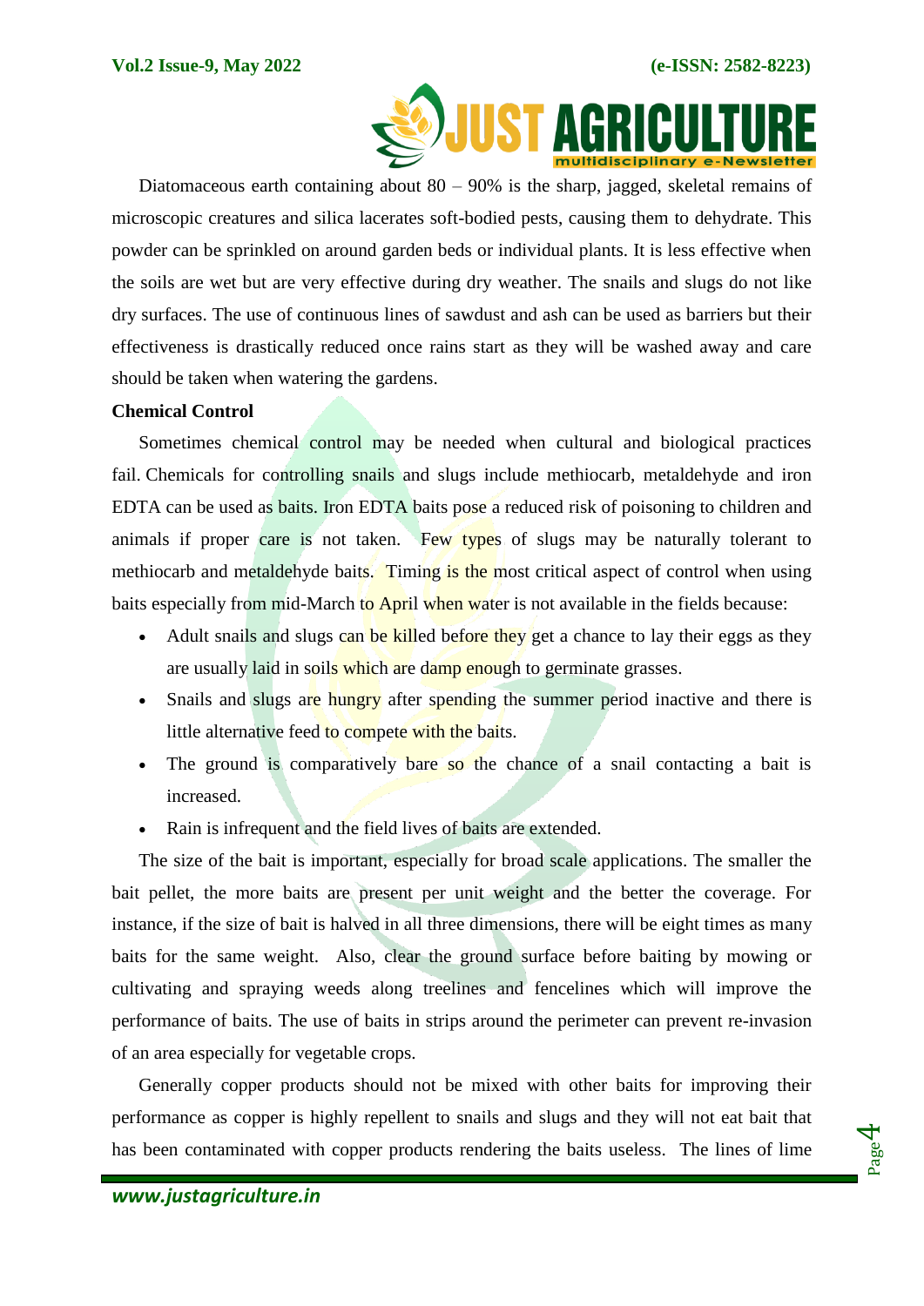Diatomaceous earth containing about 80 – 90% is the sharp, jagged, skeletal remains of microscopic creatures and silica lacerates soft-bodied pests, causing them to dehydrate. This powder can be sprinkled on around garden beds or individual plants. It is less effective when the soils are wet but are very effective during dry weather. The snails and slugs do not like dry surfaces. The use of continuous lines of sawdust and ash can be used as barriers but their effectiveness is drastically reduced once rains start as they will be washed away and care should be taken when watering the gardens.

**Chemical Control**

Sometimes chemical control may be needed when cultural and biological practices fail. Chemicals for controlling snails and slugs include methiocarb, metaldehyde and iron EDTA can be used as baits. Iron EDTA baits pose a reduced risk of poisoning to children and animals if proper care is not taken. Few types of slugs may be naturally tolerant to methiocarb and metaldehyde baits. Timing is the most critical aspect of control when using baits especially from mid-March to April when water is not available in the fields because:

- Adult snails and slugs can be killed before they get a chance to lay their eggs as they are usually laid in soils which are damp enough to germinate grasses.
- Snails and slugs are hungry after spending the summer period inactive and there is little alternative feed to compete with the baits.
- The ground is comparatively bare so the chance of a snail contacting a bait is increased.
- Rain is infrequent and the field lives of baits are extended.

The size of the bait is important, especially for broad scale applications. The smaller the bait pellet, the more baits are present per unit weight and the better the coverage. For instance, if the size of bait is halved in all three dimensions, there will be eight times as many baits for the same weight. Also, clear the ground surface before baiting by mowing or cultivating and spraying weeds along treelines and fencelines which will improve the performance of baits. The use of baits in strips around the perimeter can prevent re-invasion of an area especially for vegetable crops.

Generally copper products should not be mixed with other baits for improving their performance as copper is highly repellent to snails and slugs and they will not eat bait that has been contaminated with copper products rendering the baits useless. The lines of lime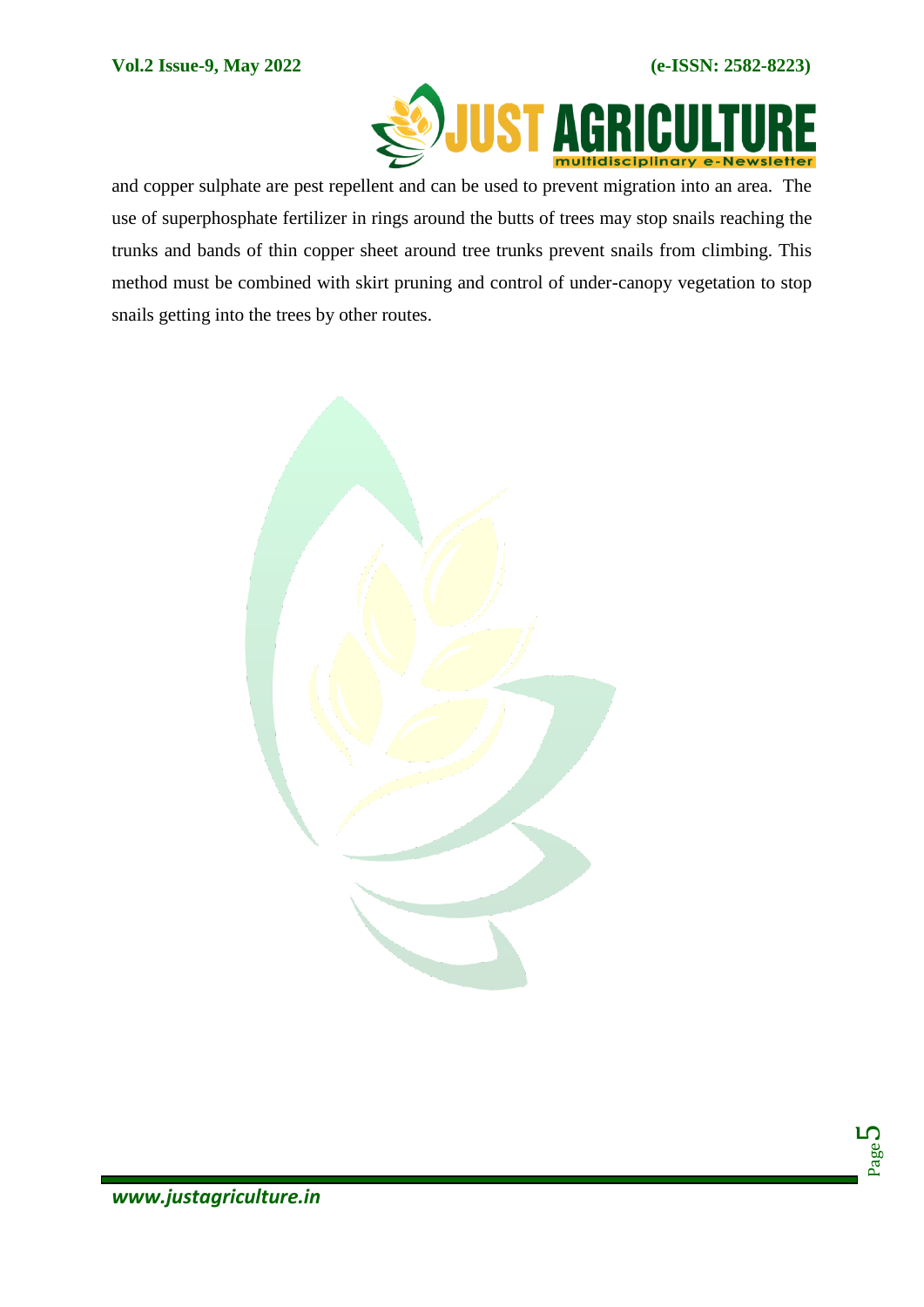and copper sulphate are pest repellent and can be used to prevent migration into an area. The use of superphosphate fertilizer in rings around the butts of trees may stop snails reaching the trunks and bands of thin copper sheet around tree trunks prevent snails from climbing. This method must be combined with skirt pruning and control of under-canopy vegetation to stop snails getting into the trees by other routes.